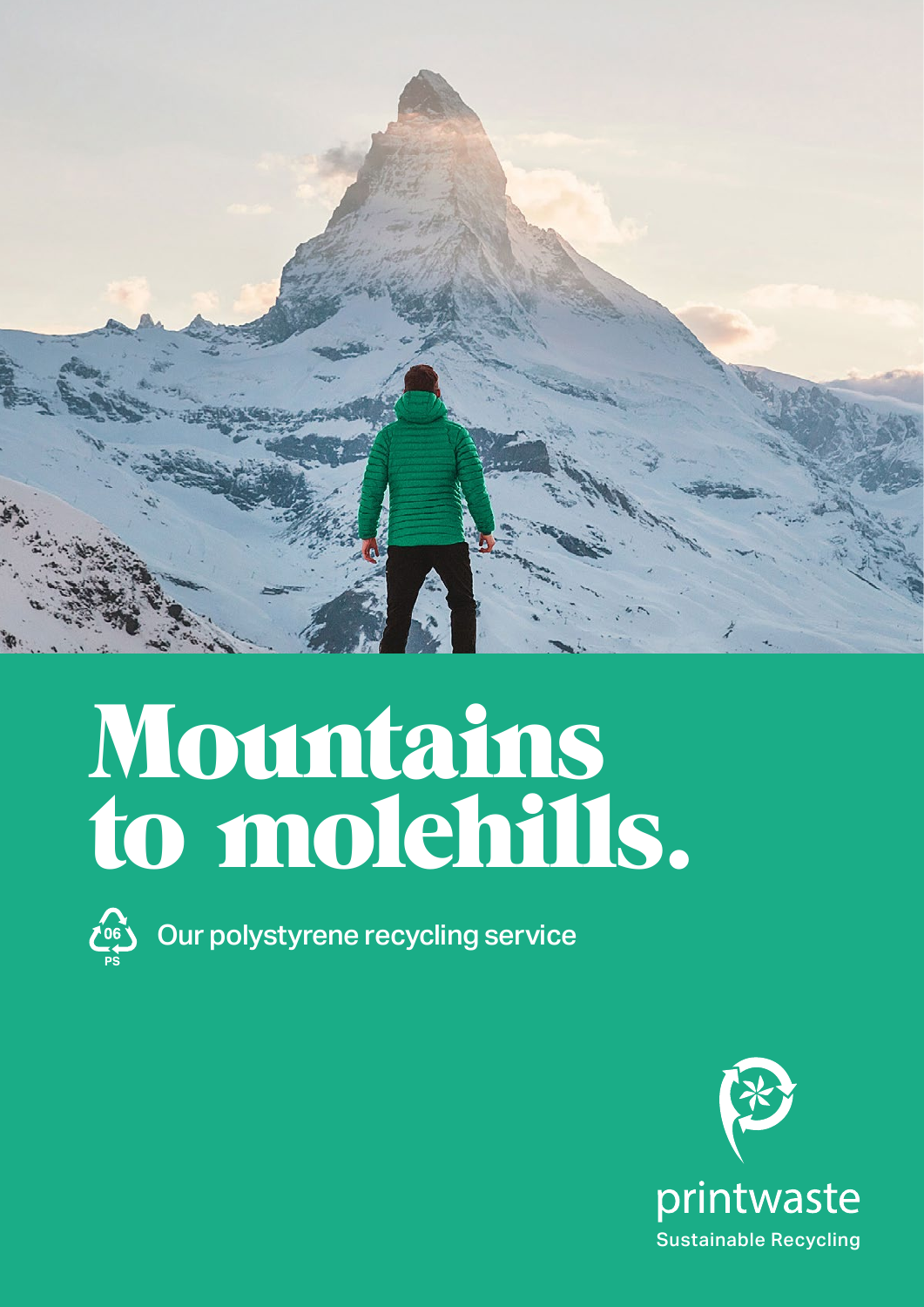# Mountains to molehills.

06 PS Our polystyrene recycling service

printwaste

Sustainable Recycling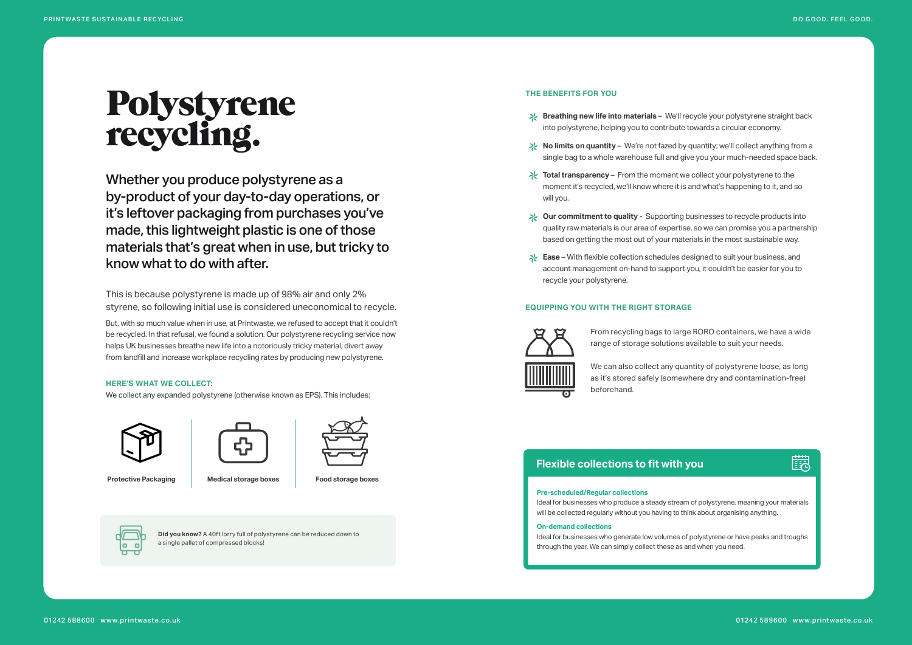# Polystyrene recycling.

Whether you produce polystyrene as a by-product of your day-to-day operations, or it's leftover packaging from purchases you've made, this lightweight plastic is one of those materials that's great when in use, but tricky to know what to do with after.

This is because polystyrene is made up of 98% air and only 2% styrene, so following initial use is considered uneconomical to recycle.

But, with so much value when in use, at Printwaste, we refused to accept that it couldn't be recycled. In that refusal, we found a solution. Our polystyrene recycling service now helps UK businesses breathe new life into a notoriously tricky material, divert away from landfill and increase workplace recycling rates by producing new polystyrene.

### HERE'S WHAT WE COLLECT:

We collect any expanded polystyrene (otherwise known as EPS). This includes:

- **Protective Packaging**
- **Medical storage boxes**
- **Food storage boxes**

**Did you know?** A 40ft lorry full of polystyrene can be reduced down to a single pallet of compressed blocks!

### THE BENEFITS FOR YOU

- **Breathing new life into materials** – We'll recycle your polystyrene straight back into polystyrene, helping you to contribute towards a circular economy.
- **No limits on quantity** – We're not fazed by quantity; we'll collect anything from a single bag to a whole warehouse full and give you your much-needed space back.
- **Total transparency** – From the moment we collect your polystyrene to the moment it's recycled, we'll know where it is and what's happening to it, and so will you.
- **Our commitment to quality** - Supporting businesses to recycle products into quality raw materials is our area of expertise, so we can promise you a partnership based on getting the most out of your materials in the most sustainable way.
- **Ease** – With flexible collection schedules designed to suit your business, and account management on-hand to support you, it couldn't be easier for you to recycle your polystyrene.

### EQUIPPING YOU WITH THE RIGHT STORAGE

From recycling bags to large RORO containers, we have a wide range of storage solutions available to suit your needs.

We can also collect any quantity of polystyrene loose, as long as it's stored safely (somewhere dry and contamination-free) beforehand.

## Flexible collections to fit with you

**Pre-scheduled/Regular collections**

Ideal for businesses who produce a steady stream of polystyrene, meaning your materials will be collected regularly without you having to think about organising anything.

**On-demand collections**

Ideal for businesses who generate low volumes of polystyrene or have peaks and troughs through the year. We can simply collect these as and when you need.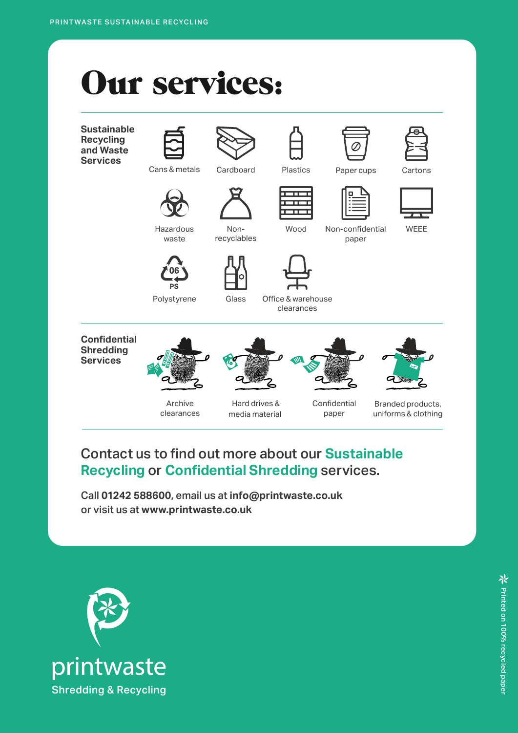PRINTWASTE SUSTAINABLE RECYCLING

# Our services:

## Sustainable Recycling and Waste Services

- Cans & metals
- Cardboard
- Plastics
- Paper cups
- Cartons
- Hazardous waste
- Non-recyclables
- Wood
- Non-confidential paper
- WEEE
- 06 PS Polystyrene
- Glass
- Office & warehouse clearances

## Confidential Shredding Services

- Archive clearances
- Hard drives & media material
- Confidential paper
- Branded products, uniforms & clothing

Contact us to find out more about our **Sustainable Recycling** or **Confidential Shredding** services.

Call **01242 588600**, email us at **info@printwaste.co.uk** or visit us at **www.printwaste.co.uk**

printwaste
Shredding & Recycling

Printed on 100% recycled paper